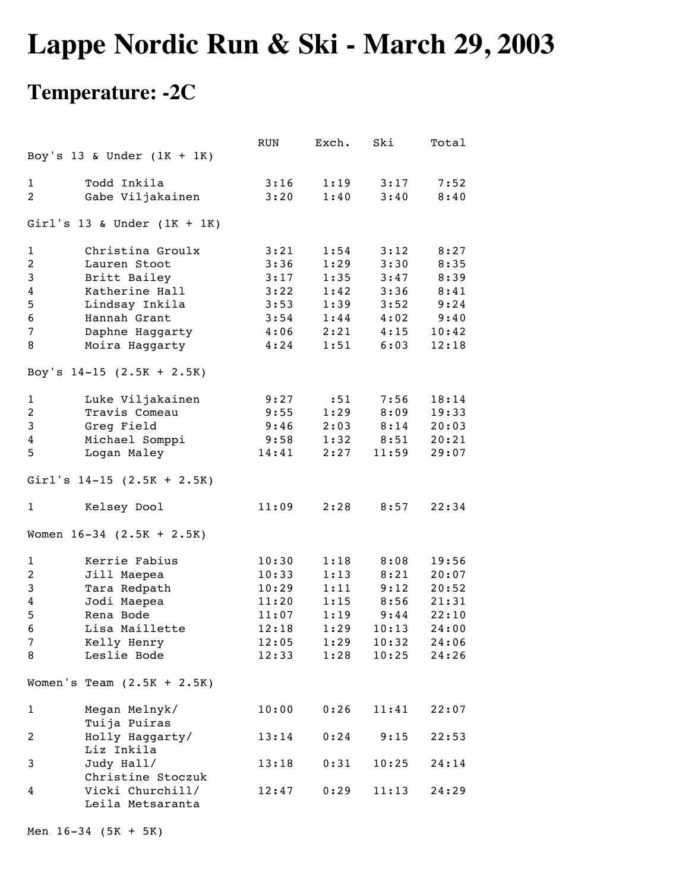# Lappe Nordic Run & Ski - March 29, 2003

## Temperature: -2C

| | | RUN | Exch. | Ski | Total |
|---|---|---|---|---|---|
| Boy's 13 & Under (1K + 1K) | | | | | |
| 1 | Todd Inkila | 3:16 | 1:19 | 3:17 | 7:52 |
| 2 | Gabe Viljakainen | 3:20 | 1:40 | 3:40 | 8:40 |
| Girl's 13 & Under (1K + 1K) | | | | | |
| 1 | Christina Groulx | 3:21 | 1:54 | 3:12 | 8:27 |
| 2 | Lauren Stoot | 3:36 | 1:29 | 3:30 | 8:35 |
| 3 | Britt Bailey | 3:17 | 1:35 | 3:47 | 8:39 |
| 4 | Katherine Hall | 3:22 | 1:42 | 3:36 | 8:41 |
| 5 | Lindsay Inkila | 3:53 | 1:39 | 3:52 | 9:24 |
| 6 | Hannah Grant | 3:54 | 1:44 | 4:02 | 9:40 |
| 7 | Daphne Haggarty | 4:06 | 2:21 | 4:15 | 10:42 |
| 8 | Moira Haggarty | 4:24 | 1:51 | 6:03 | 12:18 |
| Boy's 14-15 (2.5K + 2.5K) | | | | | |
| 1 | Luke Viljakainen | 9:27 | :51 | 7:56 | 18:14 |
| 2 | Travis Comeau | 9:55 | 1:29 | 8:09 | 19:33 |
| 3 | Greg Field | 9:46 | 2:03 | 8:14 | 20:03 |
| 4 | Michael Somppi | 9:58 | 1:32 | 8:51 | 20:21 |
| 5 | Logan Maley | 14:41 | 2:27 | 11:59 | 29:07 |
| Girl's 14-15 (2.5K + 2.5K) | | | | | |
| 1 | Kelsey Dool | 11:09 | 2:28 | 8:57 | 22:34 |
| Women 16-34 (2.5K + 2.5K) | | | | | |
| 1 | Kerrie Fabius | 10:30 | 1:18 | 8:08 | 19:56 |
| 2 | Jill Maepea | 10:33 | 1:13 | 8:21 | 20:07 |
| 3 | Tara Redpath | 10:29 | 1:11 | 9:12 | 20:52 |
| 4 | Jodi Maepea | 11:20 | 1:15 | 8:56 | 21:31 |
| 5 | Rena Bode | 11:07 | 1:19 | 9:44 | 22:10 |
| 6 | Lisa Maillette | 12:18 | 1:29 | 10:13 | 24:00 |
| 7 | Kelly Henry | 12:05 | 1:29 | 10:32 | 24:06 |
| 8 | Leslie Bode | 12:33 | 1:28 | 10:25 | 24:26 |
| Women's Team (2.5K + 2.5K) | | | | | |
| 1 | Megan Melnyk/ Tuija Puiras | 10:00 | 0:26 | 11:41 | 22:07 |
| 2 | Holly Haggarty/ Liz Inkila | 13:14 | 0:24 | 9:15 | 22:53 |
| 3 | Judy Hall/ Christine Stoczuk | 13:18 | 0:31 | 10:25 | 24:14 |
| 4 | Vicki Churchill/ Leila Metsaranta | 12:47 | 0:29 | 11:13 | 24:29 |
| Men 16-34 (5K + 5K) | | | | | |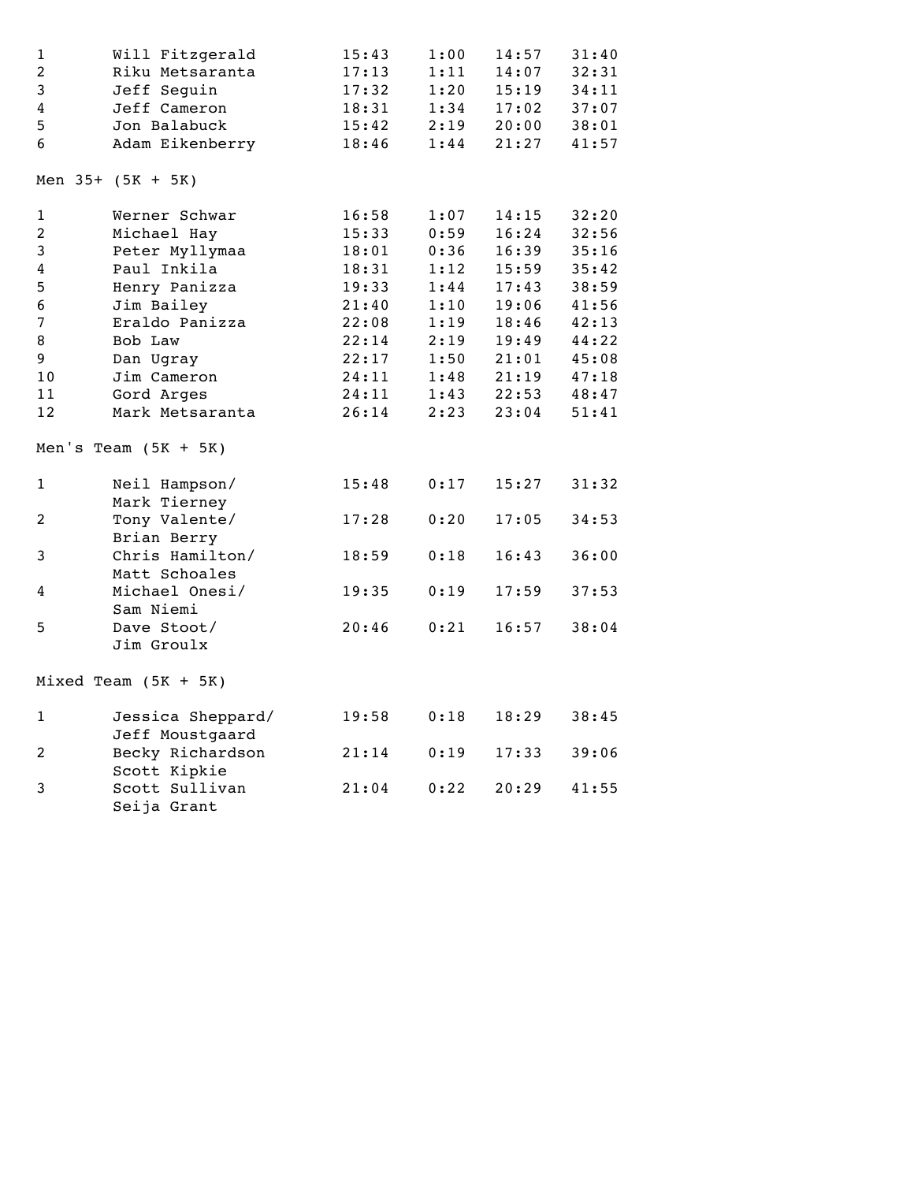| | | | | | |
|---|---|---|---|---|---|
| 1 | Will Fitzgerald | 15:43 | 1:00 | 14:57 | 31:40 |
| 2 | Riku Metsaranta | 17:13 | 1:11 | 14:07 | 32:31 |
| 3 | Jeff Seguin | 17:32 | 1:20 | 15:19 | 34:11 |
| 4 | Jeff Cameron | 18:31 | 1:34 | 17:02 | 37:07 |
| 5 | Jon Balabuck | 15:42 | 2:19 | 20:00 | 38:01 |
| 6 | Adam Eikenberry | 18:46 | 1:44 | 21:27 | 41:57 |

Men 35+ (5K + 5K)

| | | | | | |
|---|---|---|---|---|---|
| 1 | Werner Schwar | 16:58 | 1:07 | 14:15 | 32:20 |
| 2 | Michael Hay | 15:33 | 0:59 | 16:24 | 32:56 |
| 3 | Peter Myllymaa | 18:01 | 0:36 | 16:39 | 35:16 |
| 4 | Paul Inkila | 18:31 | 1:12 | 15:59 | 35:42 |
| 5 | Henry Panizza | 19:33 | 1:44 | 17:43 | 38:59 |
| 6 | Jim Bailey | 21:40 | 1:10 | 19:06 | 41:56 |
| 7 | Eraldo Panizza | 22:08 | 1:19 | 18:46 | 42:13 |
| 8 | Bob Law | 22:14 | 2:19 | 19:49 | 44:22 |
| 9 | Dan Ugray | 22:17 | 1:50 | 21:01 | 45:08 |
| 10 | Jim Cameron | 24:11 | 1:48 | 21:19 | 47:18 |
| 11 | Gord Arges | 24:11 | 1:43 | 22:53 | 48:47 |
| 12 | Mark Metsaranta | 26:14 | 2:23 | 23:04 | 51:41 |

Men's Team (5K + 5K)

| | | | | | |
|---|---|---|---|---|---|
| 1 | Neil Hampson/ Mark Tierney | 15:48 | 0:17 | 15:27 | 31:32 |
| 2 | Tony Valente/ Brian Berry | 17:28 | 0:20 | 17:05 | 34:53 |
| 3 | Chris Hamilton/ Matt Schoales | 18:59 | 0:18 | 16:43 | 36:00 |
| 4 | Michael Onesi/ Sam Niemi | 19:35 | 0:19 | 17:59 | 37:53 |
| 5 | Dave Stoot/ Jim Groulx | 20:46 | 0:21 | 16:57 | 38:04 |

Mixed Team (5K + 5K)

| | | | | | |
|---|---|---|---|---|---|
| 1 | Jessica Sheppard/ Jeff Moustgaard | 19:58 | 0:18 | 18:29 | 38:45 |
| 2 | Becky Richardson Scott Kipkie | 21:14 | 0:19 | 17:33 | 39:06 |
| 3 | Scott Sullivan Seija Grant | 21:04 | 0:22 | 20:29 | 41:55 |